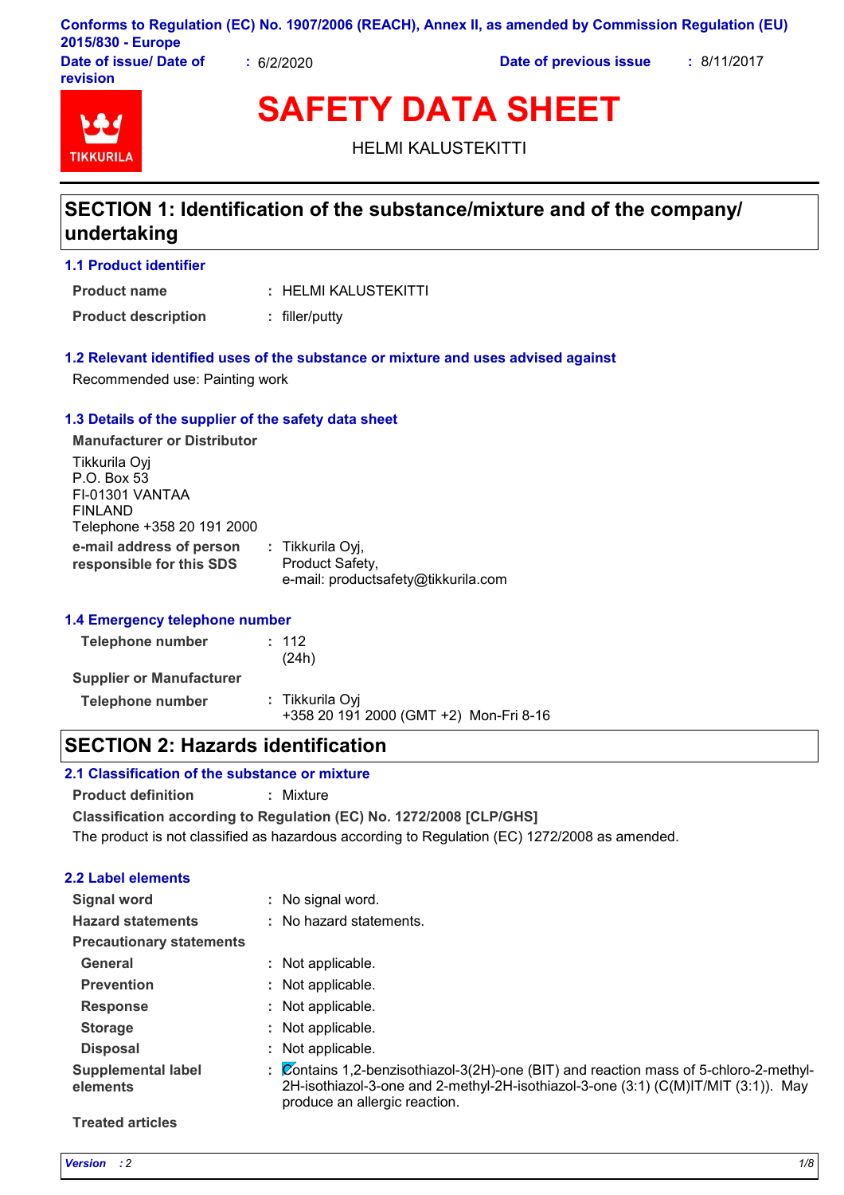Conforms to Regulation (EC) No. 1907/2006 (REACH), Annex II, as amended by Commission Regulation (EU) 2015/830 - Europe

**Date of issue/ Date of revision** : 6/2/2020 **Date of previous issue** : 8/11/2017

# SAFETY DATA SHEET

HELMI KALUSTEKITTI

## SECTION 1: Identification of the substance/mixture and of the company/ undertaking

### 1.1 Product identifier

**Product name** : HELMI KALUSTEKITTI

**Product description** : filler/putty

### 1.2 Relevant identified uses of the substance or mixture and uses advised against

Recommended use: Painting work

### 1.3 Details of the supplier of the safety data sheet

**Manufacturer or Distributor**

Tikkurila Oyj
P.O. Box 53
FI-01301 VANTAA
FINLAND
Telephone +358 20 191 2000

**e-mail address of person responsible for this SDS** : Tikkurila Oyj,
Product Safety,
e-mail: productsafety@tikkurila.com

### 1.4 Emergency telephone number

**Telephone number** : 112
(24h)

**Supplier or Manufacturer**

**Telephone number** : Tikkurila Oyj
+358 20 191 2000 (GMT +2) Mon-Fri 8-16

## SECTION 2: Hazards identification

### 2.1 Classification of the substance or mixture

**Product definition** : Mixture

**Classification according to Regulation (EC) No. 1272/2008 [CLP/GHS]**

The product is not classified as hazardous according to Regulation (EC) 1272/2008 as amended.

### 2.2 Label elements

**Signal word** : No signal word.

**Hazard statements** : No hazard statements.

**Precautionary statements**

**General** : Not applicable.

**Prevention** : Not applicable.

**Response** : Not applicable.

**Storage** : Not applicable.

**Disposal** : Not applicable.

**Supplemental label elements** : Contains 1,2-benzisothiazol-3(2H)-one (BIT) and reaction mass of 5-chloro-2-methyl-2H-isothiazol-3-one and 2-methyl-2H-isothiazol-3-one (3:1) (C(M)IT/MIT (3:1)). May produce an allergic reaction.

**Treated articles**

*Version* : 2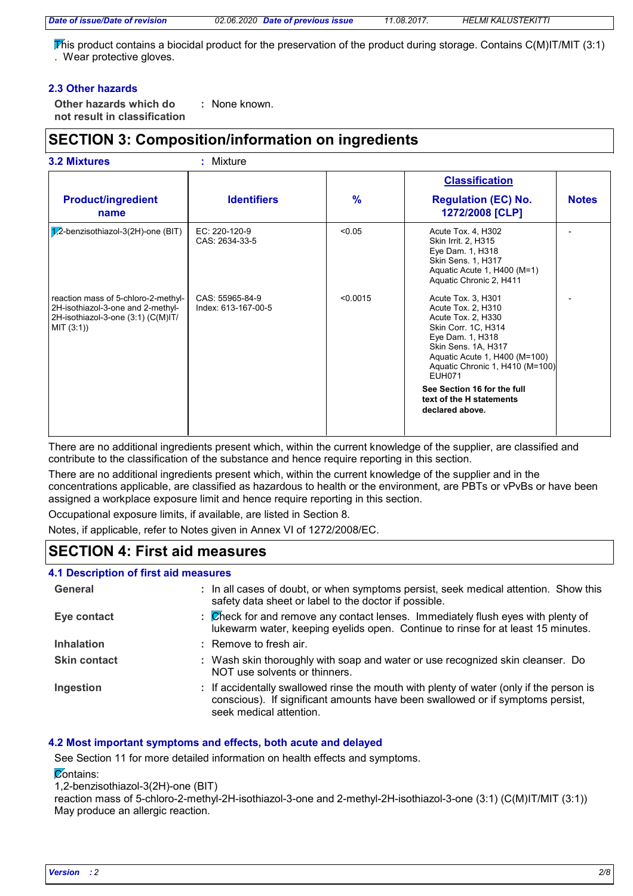This product contains a biocidal product for the preservation of the product during storage. Contains C(M)IT/MIT (3:1) . Wear protective gloves.

### 2.3 Other hazards

**Other hazards which do not result in classification** : None known.

## SECTION 3: Composition/information on ingredients

**3.2 Mixtures** : Mixture

| Product/ingredient name | Identifiers | % | Classification Regulation (EC) No. 1272/2008 [CLP] | Notes |
|---|---|---|---|---|
| 1,2-benzisothiazol-3(2H)-one (BIT) | EC: 220-120-9<br>CAS: 2634-33-5 | <0.05 | Acute Tox. 4, H302<br>Skin Irrit. 2, H315<br>Eye Dam. 1, H318<br>Skin Sens. 1, H317<br>Aquatic Acute 1, H400 (M=1)<br>Aquatic Chronic 2, H411 | - |
| reaction mass of 5-chloro-2-methyl-2H-isothiazol-3-one and 2-methyl-2H-isothiazol-3-one (3:1) (C(M)IT/MIT (3:1)) | CAS: 55965-84-9<br>Index: 613-167-00-5 | <0.0015 | Acute Tox. 3, H301<br>Acute Tox. 2, H310<br>Acute Tox. 2, H330<br>Skin Corr. 1C, H314<br>Eye Dam. 1, H318<br>Skin Sens. 1A, H317<br>Aquatic Acute 1, H400 (M=100)<br>Aquatic Chronic 1, H410 (M=100)<br>EUH071<br><br>**See Section 16 for the full text of the H statements declared above.** | - |

There are no additional ingredients present which, within the current knowledge of the supplier, are classified and contribute to the classification of the substance and hence require reporting in this section.

There are no additional ingredients present which, within the current knowledge of the supplier and in the concentrations applicable, are classified as hazardous to health or the environment, are PBTs or vPvBs or have been assigned a workplace exposure limit and hence require reporting in this section.

Occupational exposure limits, if available, are listed in Section 8.

Notes, if applicable, refer to Notes given in Annex VI of 1272/2008/EC.

## SECTION 4: First aid measures

### 4.1 Description of first aid measures

**General** : In all cases of doubt, or when symptoms persist, seek medical attention. Show this safety data sheet or label to the doctor if possible.

**Eye contact** : Check for and remove any contact lenses. Immediately flush eyes with plenty of lukewarm water, keeping eyelids open. Continue to rinse for at least 15 minutes.

**Inhalation** : Remove to fresh air.

**Skin contact** : Wash skin thoroughly with soap and water or use recognized skin cleanser. Do NOT use solvents or thinners.

**Ingestion** : If accidentally swallowed rinse the mouth with plenty of water (only if the person is conscious). If significant amounts have been swallowed or if symptoms persist, seek medical attention.

### 4.2 Most important symptoms and effects, both acute and delayed

See Section 11 for more detailed information on health effects and symptoms.

Contains:
1,2-benzisothiazol-3(2H)-one (BIT)
reaction mass of 5-chloro-2-methyl-2H-isothiazol-3-one and 2-methyl-2H-isothiazol-3-one (3:1) (C(M)IT/MIT (3:1))
May produce an allergic reaction.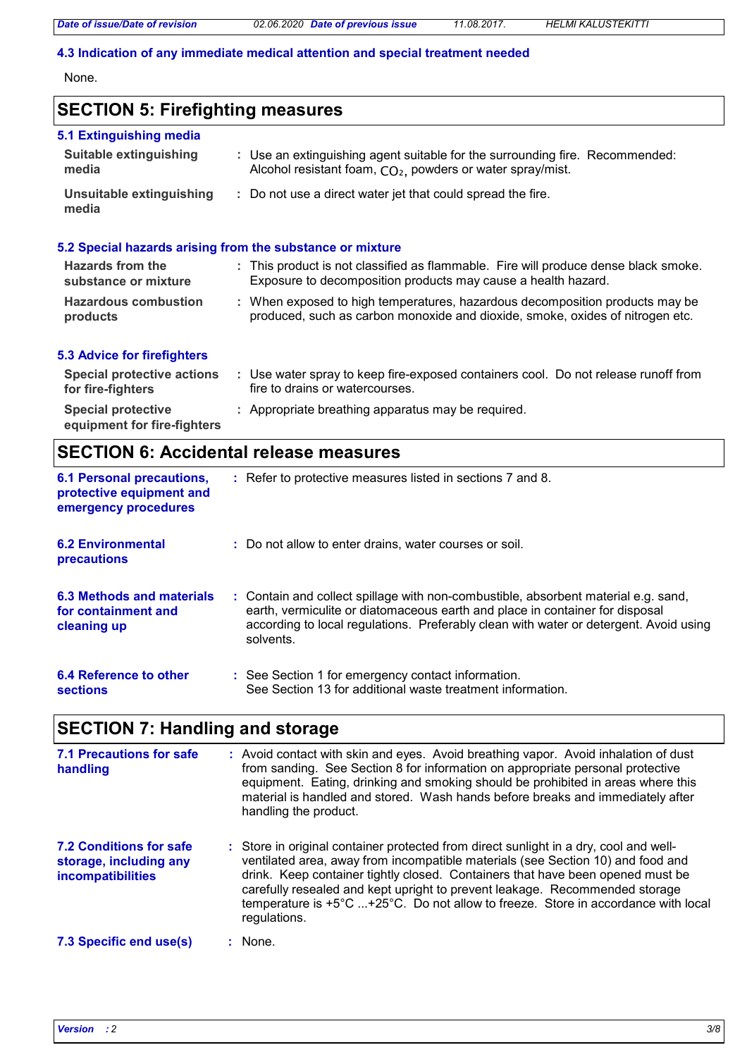### 4.3 Indication of any immediate medical attention and special treatment needed

None.

## SECTION 5: Firefighting measures

### 5.1 Extinguishing media

**Suitable extinguishing media** : Use an extinguishing agent suitable for the surrounding fire. Recommended: Alcohol resistant foam, $CO_2$, powders or water spray/mist.

**Unsuitable extinguishing media** : Do not use a direct water jet that could spread the fire.

### 5.2 Special hazards arising from the substance or mixture

**Hazards from the substance or mixture** : This product is not classified as flammable. Fire will produce dense black smoke. Exposure to decomposition products may cause a health hazard.

**Hazardous combustion products** : When exposed to high temperatures, hazardous decomposition products may be produced, such as carbon monoxide and dioxide, smoke, oxides of nitrogen etc.

### 5.3 Advice for firefighters

**Special protective actions for fire-fighters** : Use water spray to keep fire-exposed containers cool. Do not release runoff from fire to drains or watercourses.

**Special protective equipment for fire-fighters** : Appropriate breathing apparatus may be required.

## SECTION 6: Accidental release measures

**6.1 Personal precautions, protective equipment and emergency procedures** : Refer to protective measures listed in sections 7 and 8.

**6.2 Environmental precautions** : Do not allow to enter drains, water courses or soil.

**6.3 Methods and materials for containment and cleaning up** : Contain and collect spillage with non-combustible, absorbent material e.g. sand, earth, vermiculite or diatomaceous earth and place in container for disposal according to local regulations. Preferably clean with water or detergent. Avoid using solvents.

**6.4 Reference to other sections** : See Section 1 for emergency contact information.
See Section 13 for additional waste treatment information.

## SECTION 7: Handling and storage

**7.1 Precautions for safe handling** : Avoid contact with skin and eyes. Avoid breathing vapor. Avoid inhalation of dust from sanding. See Section 8 for information on appropriate personal protective equipment. Eating, drinking and smoking should be prohibited in areas where this material is handled and stored. Wash hands before breaks and immediately after handling the product.

**7.2 Conditions for safe storage, including any incompatibilities** : Store in original container protected from direct sunlight in a dry, cool and well-ventilated area, away from incompatible materials (see Section 10) and food and drink. Keep container tightly closed. Containers that have been opened must be carefully resealed and kept upright to prevent leakage. Recommended storage temperature is +5°C ...+25°C. Do not allow to freeze. Store in accordance with local regulations.

**7.3 Specific end use(s)** : None.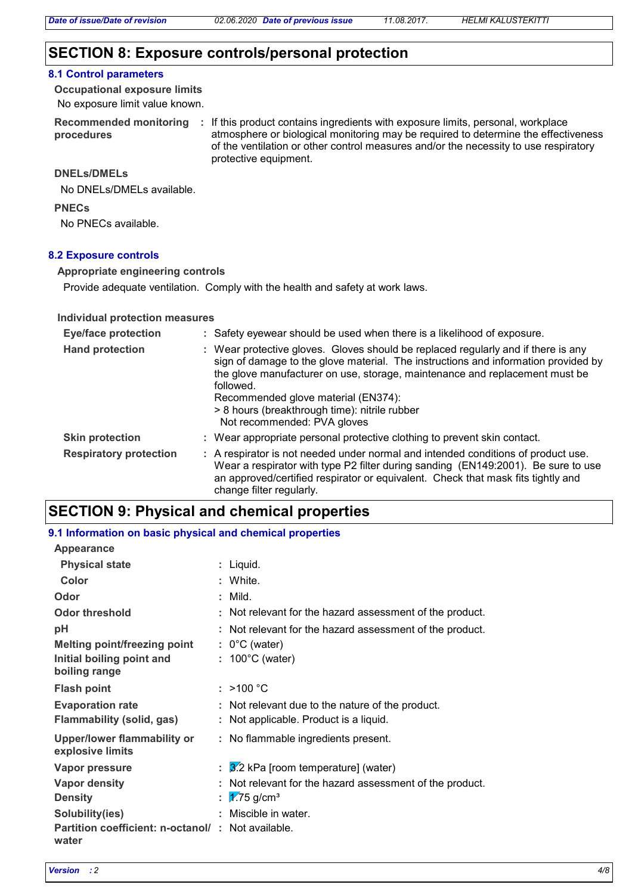## SECTION 8: Exposure controls/personal protection

### 8.1 Control parameters

**Occupational exposure limits**

No exposure limit value known.

**Recommended monitoring procedures** : If this product contains ingredients with exposure limits, personal, workplace atmosphere or biological monitoring may be required to determine the effectiveness of the ventilation or other control measures and/or the necessity to use respiratory protective equipment.

**DNELs/DMELs**

No DNELs/DMELs available.

**PNECs**

No PNECs available.

### 8.2 Exposure controls

**Appropriate engineering controls**

Provide adequate ventilation. Comply with the health and safety at work laws.

**Individual protection measures**

**Eye/face protection** : Safety eyewear should be used when there is a likelihood of exposure.

**Hand protection** : Wear protective gloves. Gloves should be replaced regularly and if there is any sign of damage to the glove material. The instructions and information provided by the glove manufacturer on use, storage, maintenance and replacement must be followed.
Recommended glove material (EN374):
> 8 hours (breakthrough time): nitrile rubber
Not recommended: PVA gloves

**Skin protection** : Wear appropriate personal protective clothing to prevent skin contact.

**Respiratory protection** : A respirator is not needed under normal and intended conditions of product use. Wear a respirator with type P2 filter during sanding (EN149:2001). Be sure to use an approved/certified respirator or equivalent. Check that mask fits tightly and change filter regularly.

## SECTION 9: Physical and chemical properties

### 9.1 Information on basic physical and chemical properties

**Appearance**

**Physical state** : Liquid.

**Color** : White.

**Odor** : Mild.

**Odor threshold** : Not relevant for the hazard assessment of the product.

**pH** : Not relevant for the hazard assessment of the product.

**Melting point/freezing point** : 0°C (water)

**Initial boiling point and boiling range** : 100°C (water)

**Flash point** : >100 °C

**Evaporation rate** : Not relevant due to the nature of the product.

**Flammability (solid, gas)** : Not applicable. Product is a liquid.

**Upper/lower flammability or explosive limits** : No flammable ingredients present.

**Vapor pressure** : 3.2 kPa [room temperature] (water)

**Vapor density** : Not relevant for the hazard assessment of the product.

**Density** : 1.75 g/cm³

**Solubility(ies)** : Miscible in water.

**Partition coefficient: n-octanol/water** : Not available.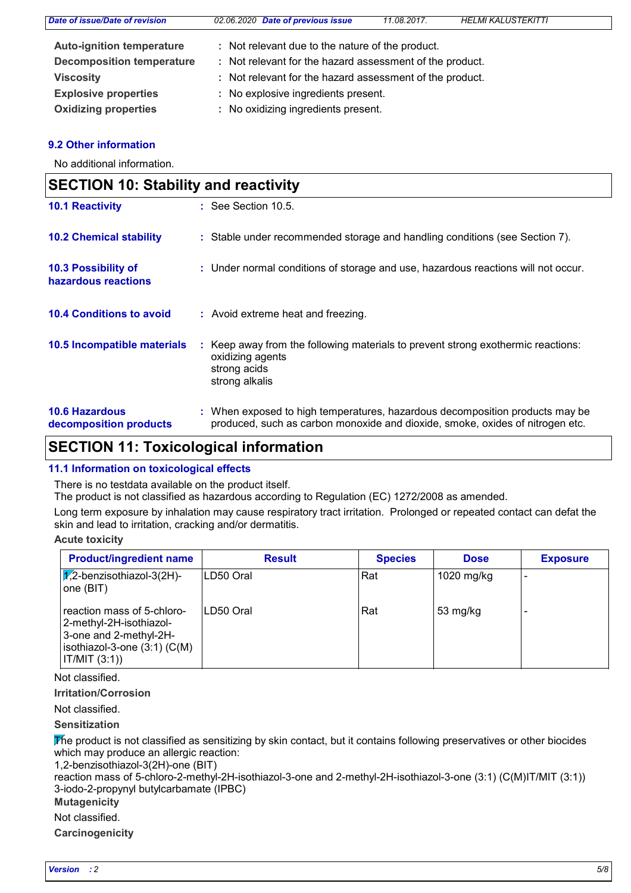| | | |
|---|---|---|
| **Auto-ignition temperature** | : | Not relevant due to the nature of the product. |
| **Decomposition temperature** | : | Not relevant for the hazard assessment of the product. |
| **Viscosity** | : | Not relevant for the hazard assessment of the product. |
| **Explosive properties** | : | No explosive ingredients present. |
| **Oxidizing properties** | : | No oxidizing ingredients present. |

### 9.2 Other information

No additional information.

## SECTION 10: Stability and reactivity

**10.1 Reactivity** : See Section 10.5.

**10.2 Chemical stability** : Stable under recommended storage and handling conditions (see Section 7).

**10.3 Possibility of hazardous reactions** : Under normal conditions of storage and use, hazardous reactions will not occur.

**10.4 Conditions to avoid** : Avoid extreme heat and freezing.

**10.5 Incompatible materials** : Keep away from the following materials to prevent strong exothermic reactions:
oxidizing agents
strong acids
strong alkalis

**10.6 Hazardous decomposition products** : When exposed to high temperatures, hazardous decomposition products may be produced, such as carbon monoxide and dioxide, smoke, oxides of nitrogen etc.

## SECTION 11: Toxicological information

### 11.1 Information on toxicological effects

There is no testdata available on the product itself.
The product is not classified as hazardous according to Regulation (EC) 1272/2008 as amended.

Long term exposure by inhalation may cause respiratory tract irritation. Prolonged or repeated contact can defat the skin and lead to irritation, cracking and/or dermatitis.

**Acute toxicity**

| Product/ingredient name | Result | Species | Dose | Exposure |
|---|---|---|---|---|
| 1,2-benzisothiazol-3(2H)-one (BIT) | LD50 Oral | Rat | 1020 mg/kg | - |
| reaction mass of 5-chloro-2-methyl-2H-isothiazol-3-one and 2-methyl-2H-isothiazol-3-one (3:1) (C(M)IT/MIT (3:1)) | LD50 Oral | Rat | 53 mg/kg | - |

Not classified.

**Irritation/Corrosion**

Not classified.

**Sensitization**

The product is not classified as sensitizing by skin contact, but it contains following preservatives or other biocides which may produce an allergic reaction:
1,2-benzisothiazol-3(2H)-one (BIT)
reaction mass of 5-chloro-2-methyl-2H-isothiazol-3-one and 2-methyl-2H-isothiazol-3-one (3:1) (C(M)IT/MIT (3:1))
3-iodo-2-propynyl butylcarbamate (IPBC)

**Mutagenicity**

Not classified.

**Carcinogenicity**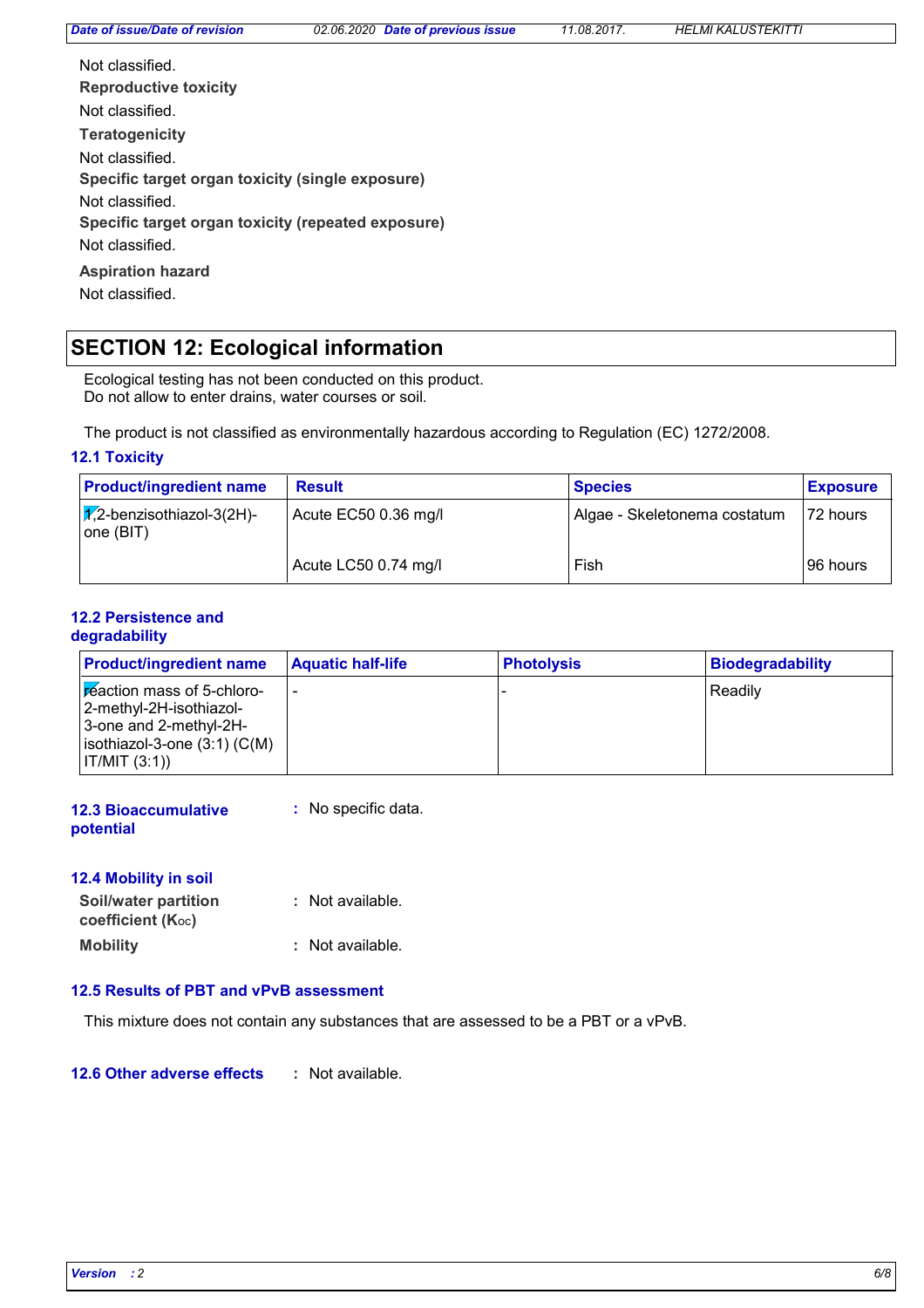Not classified.

**Reproductive toxicity**

Not classified.

**Teratogenicity**

Not classified.

**Specific target organ toxicity (single exposure)**

Not classified.

**Specific target organ toxicity (repeated exposure)**

Not classified.

**Aspiration hazard**

Not classified.

## SECTION 12: Ecological information

Ecological testing has not been conducted on this product.
Do not allow to enter drains, water courses or soil.

The product is not classified as environmentally hazardous according to Regulation (EC) 1272/2008.

### 12.1 Toxicity

| Product/ingredient name | Result | Species | Exposure |
|---|---|---|---|
| 1,2-benzisothiazol-3(2H)-one (BIT) | Acute EC50 0.36 mg/l | Algae - Skeletonema costatum | 72 hours |
| | Acute LC50 0.74 mg/l | Fish | 96 hours |

### 12.2 Persistence and degradability

| Product/ingredient name | Aquatic half-life | Photolysis | Biodegradability |
|---|---|---|---|
| reaction mass of 5-chloro-2-methyl-2H-isothiazol-3-one and 2-methyl-2H-isothiazol-3-one (3:1) (C(M)IT/MIT (3:1)) | - | - | Readily |

**12.3 Bioaccumulative potential** : No specific data.

### 12.4 Mobility in soil

**Soil/water partition coefficient ($K_{oc}$)** : Not available.

**Mobility** : Not available.

### 12.5 Results of PBT and vPvB assessment

This mixture does not contain any substances that are assessed to be a PBT or a vPvB.

**12.6 Other adverse effects** : Not available.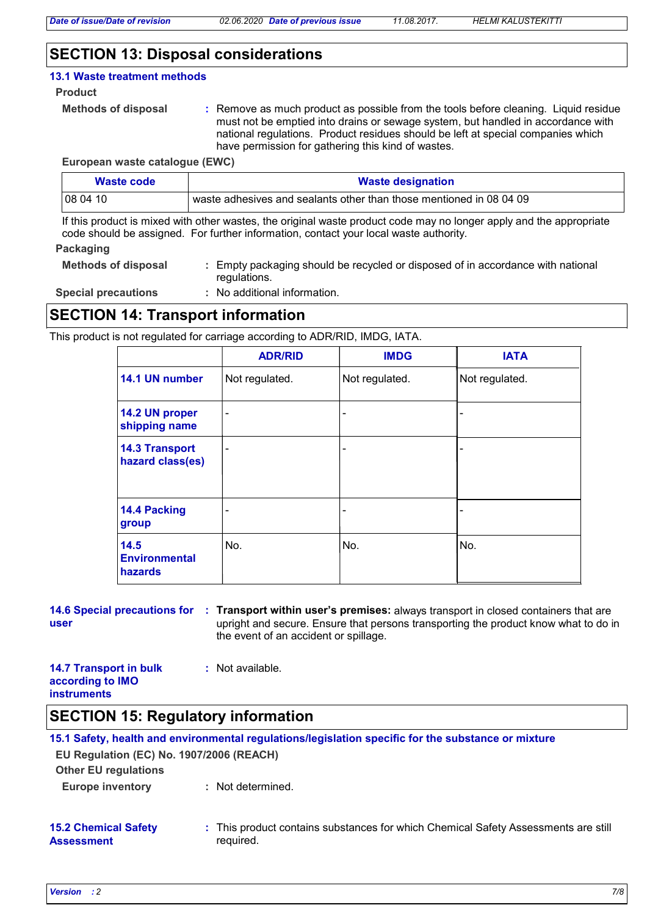## SECTION 13: Disposal considerations

### 13.1 Waste treatment methods

**Product**

**Methods of disposal** : Remove as much product as possible from the tools before cleaning. Liquid residue must not be emptied into drains or sewage system, but handled in accordance with national regulations. Product residues should be left at special companies which have permission for gathering this kind of wastes.

**European waste catalogue (EWC)**

| Waste code | Waste designation |
|---|---|
| 08 04 10 | waste adhesives and sealants other than those mentioned in 08 04 09 |

If this product is mixed with other wastes, the original waste product code may no longer apply and the appropriate code should be assigned. For further information, contact your local waste authority.

**Packaging**

**Methods of disposal** : Empty packaging should be recycled or disposed of in accordance with national regulations.

**Special precautions** : No additional information.

## SECTION 14: Transport information

This product is not regulated for carriage according to ADR/RID, IMDG, IATA.

| | ADR/RID | IMDG | IATA |
|---|---|---|---|
| 14.1 UN number | Not regulated. | Not regulated. | Not regulated. |
| 14.2 UN proper shipping name | - | - | - |
| 14.3 Transport hazard class(es) | - | - | - |
| 14.4 Packing group | - | - | - |
| 14.5 Environmental hazards | No. | No. | No. |

**14.6 Special precautions for user** : **Transport within user's premises:** always transport in closed containers that are upright and secure. Ensure that persons transporting the product know what to do in the event of an accident or spillage.

**14.7 Transport in bulk according to IMO instruments** : Not available.

## SECTION 15: Regulatory information

### 15.1 Safety, health and environmental regulations/legislation specific for the substance or mixture

**EU Regulation (EC) No. 1907/2006 (REACH)**

**Other EU regulations**

**Europe inventory** : Not determined.

**15.2 Chemical Safety Assessment** : This product contains substances for which Chemical Safety Assessments are still required.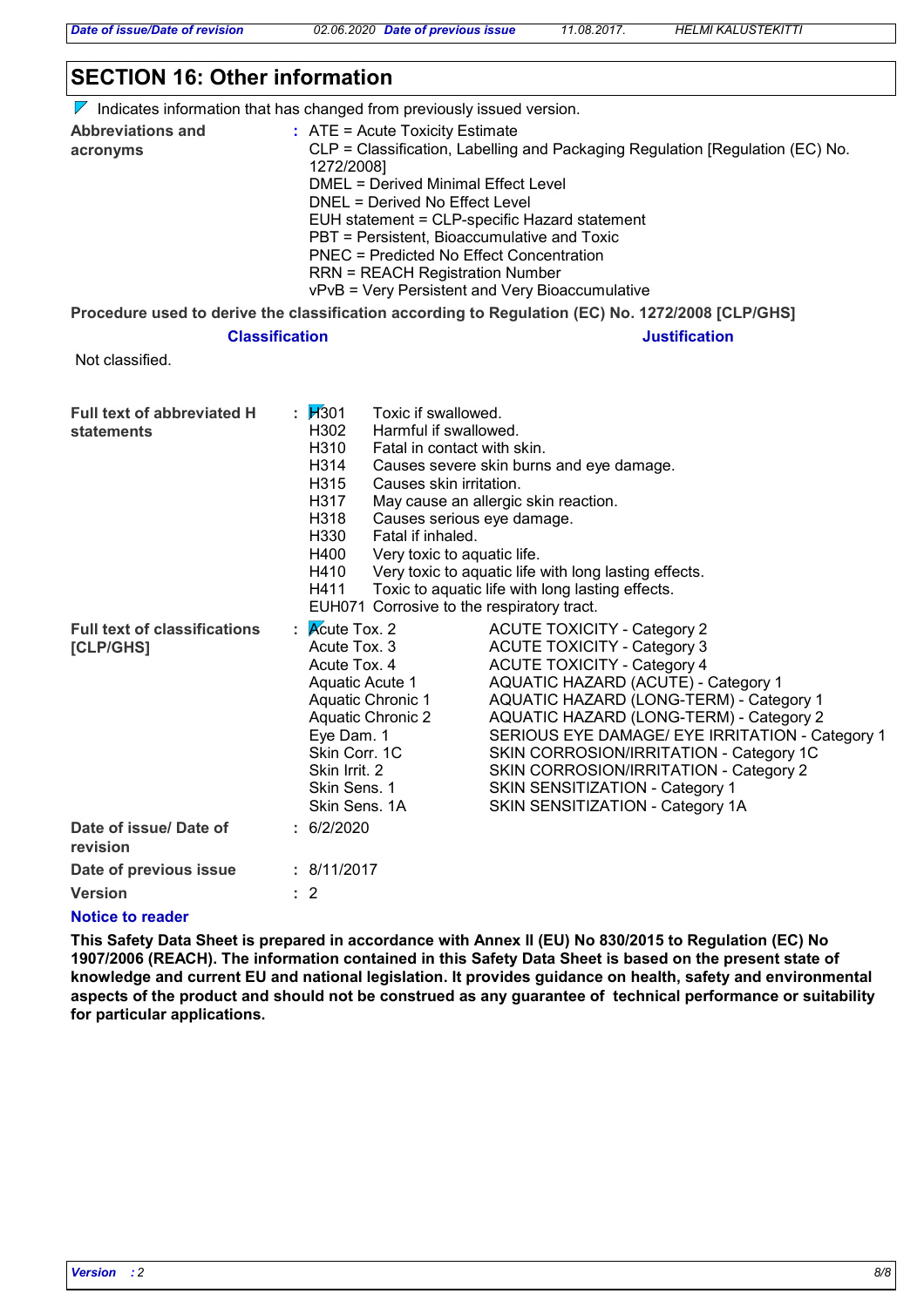## SECTION 16: Other information

Indicates information that has changed from previously issued version.

**Abbreviations and acronyms** : ATE = Acute Toxicity Estimate
CLP = Classification, Labelling and Packaging Regulation [Regulation (EC) No. 1272/2008]
DMEL = Derived Minimal Effect Level
DNEL = Derived No Effect Level
EUH statement = CLP-specific Hazard statement
PBT = Persistent, Bioaccumulative and Toxic
PNEC = Predicted No Effect Concentration
RRN = REACH Registration Number
vPvB = Very Persistent and Very Bioaccumulative

**Procedure used to derive the classification according to Regulation (EC) No. 1272/2008 [CLP/GHS]**

| Classification | Justification |
|---|---|
| Not classified. | |

**Full text of abbreviated H statements** :

| | |
|---|---|
| H301 | Toxic if swallowed. |
| H302 | Harmful if swallowed. |
| H310 | Fatal in contact with skin. |
| H314 | Causes severe skin burns and eye damage. |
| H315 | Causes skin irritation. |
| H317 | May cause an allergic skin reaction. |
| H318 | Causes serious eye damage. |
| H330 | Fatal if inhaled. |
| H400 | Very toxic to aquatic life. |
| H410 | Very toxic to aquatic life with long lasting effects. |
| H411 | Toxic to aquatic life with long lasting effects. |
| EUH071 | Corrosive to the respiratory tract. |

**Full text of classifications [CLP/GHS]** :

| | |
|---|---|
| Acute Tox. 2 | ACUTE TOXICITY - Category 2 |
| Acute Tox. 3 | ACUTE TOXICITY - Category 3 |
| Acute Tox. 4 | ACUTE TOXICITY - Category 4 |
| Aquatic Acute 1 | AQUATIC HAZARD (ACUTE) - Category 1 |
| Aquatic Chronic 1 | AQUATIC HAZARD (LONG-TERM) - Category 1 |
| Aquatic Chronic 2 | AQUATIC HAZARD (LONG-TERM) - Category 2 |
| Eye Dam. 1 | SERIOUS EYE DAMAGE/ EYE IRRITATION - Category 1 |
| Skin Corr. 1C | SKIN CORROSION/IRRITATION - Category 1C |
| Skin Irrit. 2 | SKIN CORROSION/IRRITATION - Category 2 |
| Skin Sens. 1 | SKIN SENSITIZATION - Category 1 |
| Skin Sens. 1A | SKIN SENSITIZATION - Category 1A |

**Date of issue/ Date of revision** : 6/2/2020

**Date of previous issue** : 8/11/2017

**Version** : 2

### Notice to reader

**This Safety Data Sheet is prepared in accordance with Annex II (EU) No 830/2015 to Regulation (EC) No 1907/2006 (REACH). The information contained in this Safety Data Sheet is based on the present state of knowledge and current EU and national legislation. It provides guidance on health, safety and environmental aspects of the product and should not be construed as any guarantee of technical performance or suitability for particular applications.**